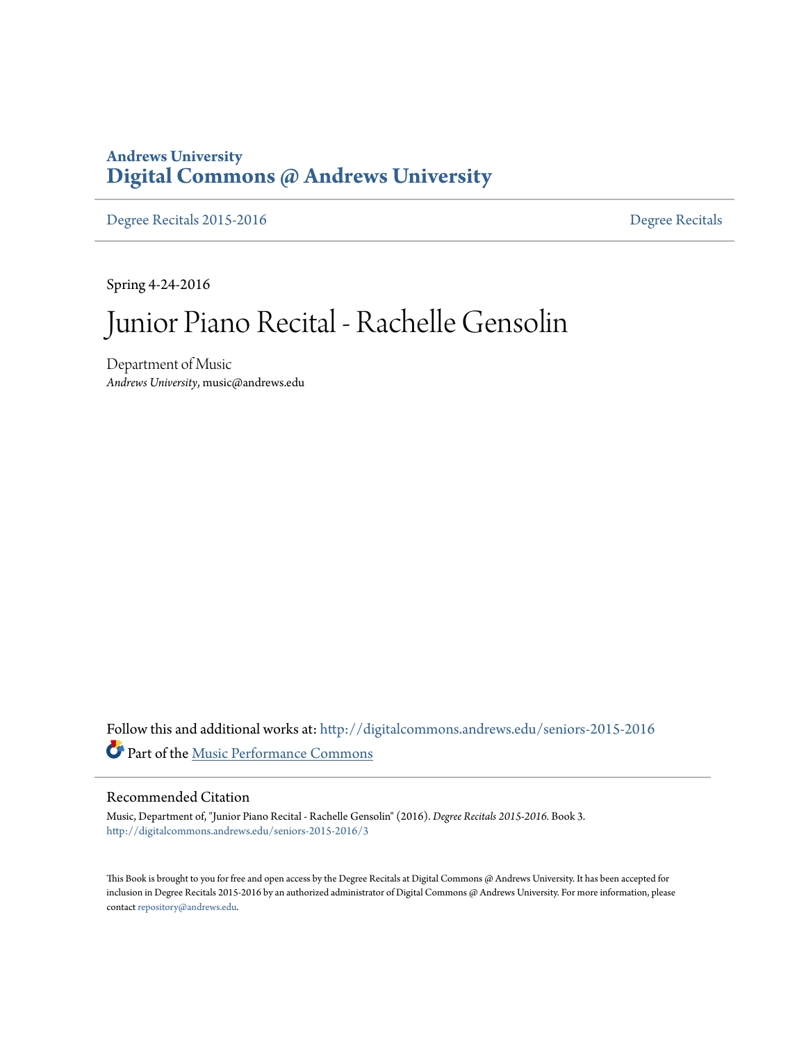**Andrews University**
**Digital Commons @ Andrews University**

Degree Recitals 2015-2016 | Degree Recitals

Spring 4-24-2016

# Junior Piano Recital - Rachelle Gensolin

Department of Music
*Andrews University*, music@andrews.edu

Follow this and additional works at: http://digitalcommons.andrews.edu/seniors-2015-2016

Part of the Music Performance Commons

## Recommended Citation

Music, Department of, "Junior Piano Recital - Rachelle Gensolin" (2016). *Degree Recitals 2015-2016.* Book 3.
http://digitalcommons.andrews.edu/seniors-2015-2016/3

This Book is brought to you for free and open access by the Degree Recitals at Digital Commons @ Andrews University. It has been accepted for inclusion in Degree Recitals 2015-2016 by an authorized administrator of Digital Commons @ Andrews University. For more information, please contact repository@andrews.edu.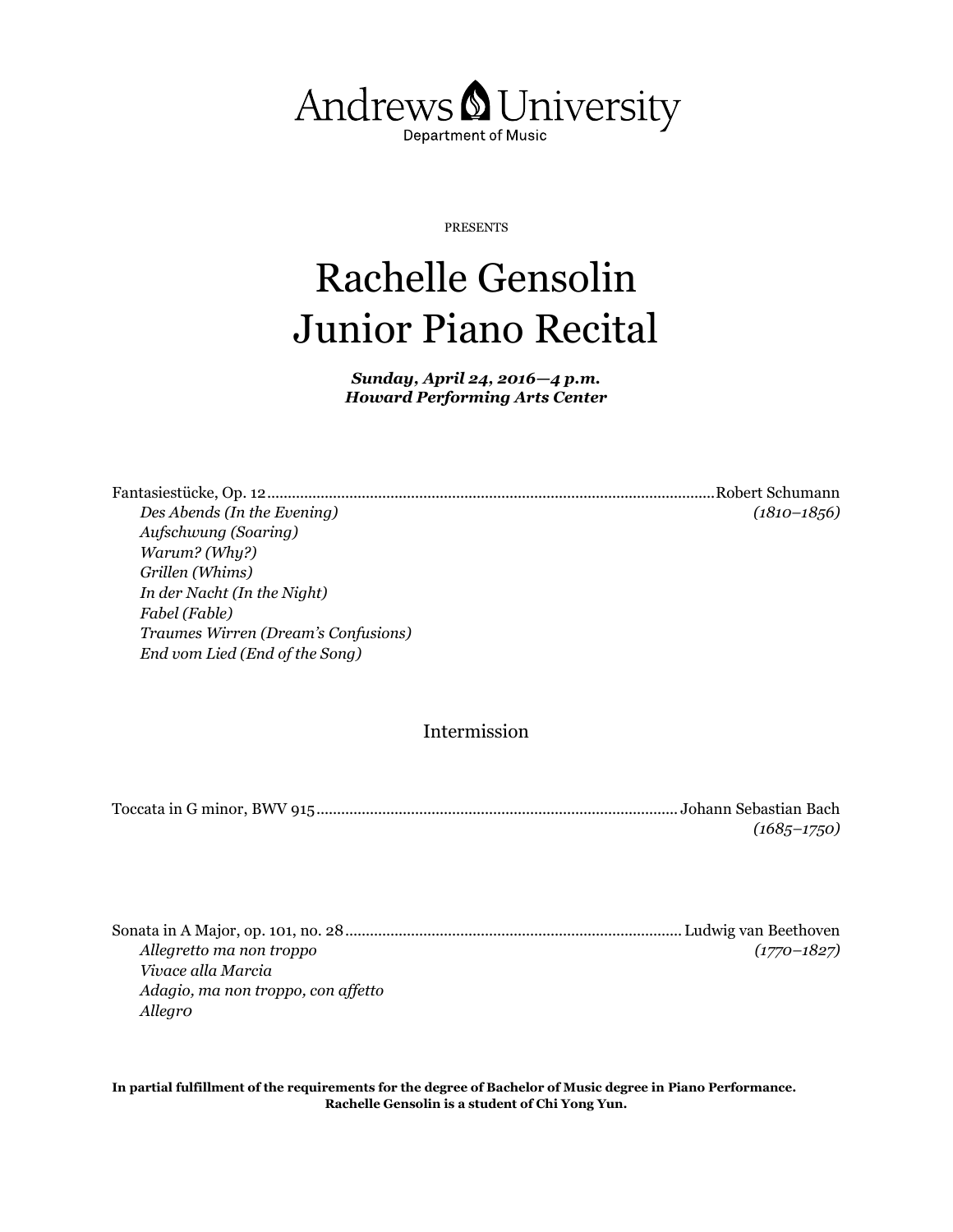# Andrews University

Department of Music

PRESENTS

# Rachelle Gensolin
# Junior Piano Recital

***Sunday, April 24, 2016—4 p.m.***
***Howard Performing Arts Center***

Fantasiestücke, Op. 12 .......... Robert Schumann
*(1810–1856)*

*Des Abends (In the Evening)*
*Aufschwung (Soaring)*
*Warum? (Why?)*
*Grillen (Whims)*
*In der Nacht (In the Night)*
*Fabel (Fable)*
*Traumes Wirren (Dream's Confusions)*
*End vom Lied (End of the Song)*

Intermission

Toccata in G minor, BWV 915 .......... Johann Sebastian Bach
*(1685–1750)*

Sonata in A Major, op. 101, no. 28 .......... Ludwig van Beethoven
*(1770–1827)*

*Allegretto ma non troppo*
*Vivace alla Marcia*
*Adagio, ma non troppo, con affetto*
*Allegro*

**In partial fulfillment of the requirements for the degree of Bachelor of Music degree in Piano Performance.**
**Rachelle Gensolin is a student of Chi Yong Yun.**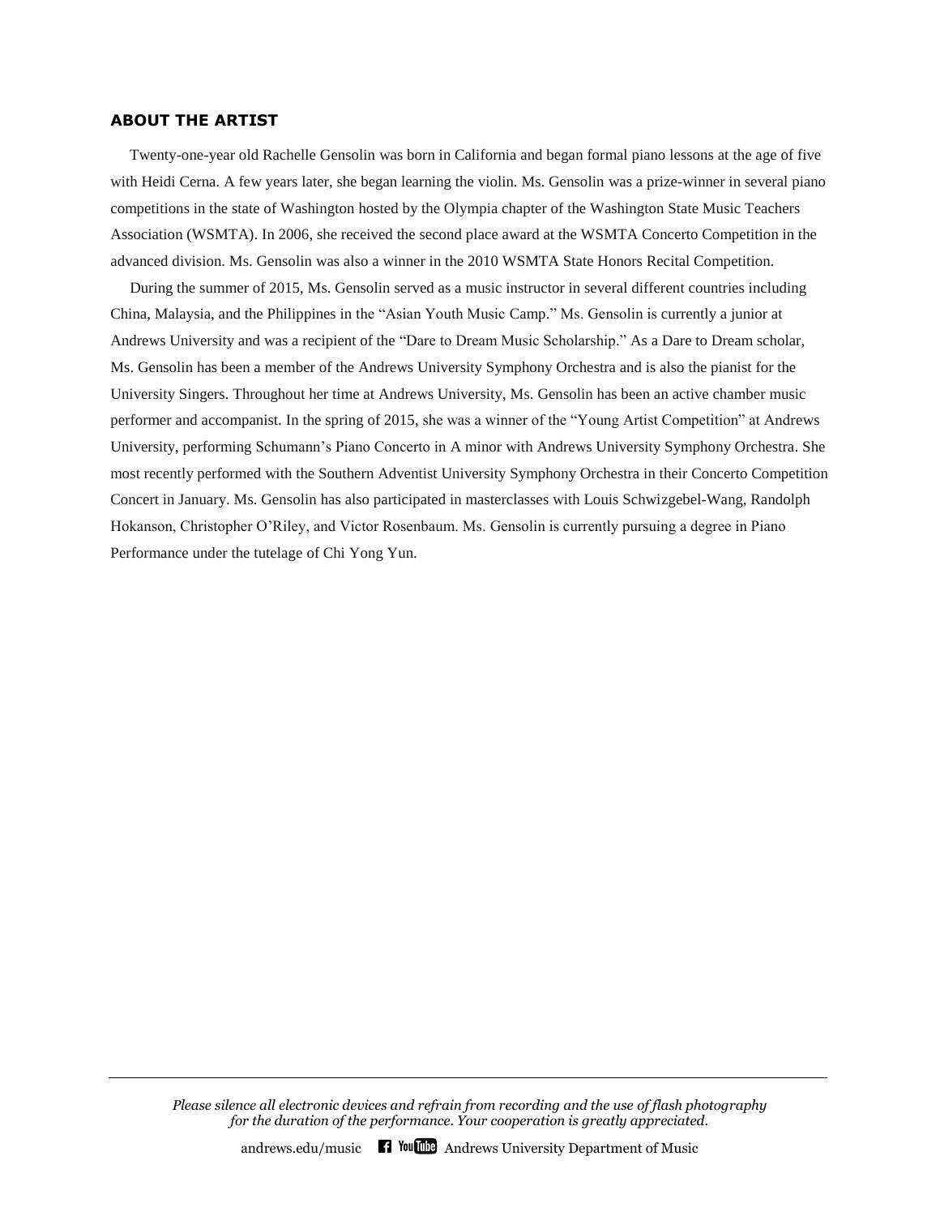## ABOUT THE ARTIST

Twenty-one-year old Rachelle Gensolin was born in California and began formal piano lessons at the age of five with Heidi Cerna. A few years later, she began learning the violin. Ms. Gensolin was a prize-winner in several piano competitions in the state of Washington hosted by the Olympia chapter of the Washington State Music Teachers Association (WSMTA). In 2006, she received the second place award at the WSMTA Concerto Competition in the advanced division. Ms. Gensolin was also a winner in the 2010 WSMTA State Honors Recital Competition.

During the summer of 2015, Ms. Gensolin served as a music instructor in several different countries including China, Malaysia, and the Philippines in the "Asian Youth Music Camp." Ms. Gensolin is currently a junior at Andrews University and was a recipient of the "Dare to Dream Music Scholarship." As a Dare to Dream scholar, Ms. Gensolin has been a member of the Andrews University Symphony Orchestra and is also the pianist for the University Singers. Throughout her time at Andrews University, Ms. Gensolin has been an active chamber music performer and accompanist. In the spring of 2015, she was a winner of the "Young Artist Competition" at Andrews University, performing Schumann's Piano Concerto in A minor with Andrews University Symphony Orchestra. She most recently performed with the Southern Adventist University Symphony Orchestra in their Concerto Competition Concert in January. Ms. Gensolin has also participated in masterclasses with Louis Schwizgebel-Wang, Randolph Hokanson, Christopher O'Riley, and Victor Rosenbaum. Ms. Gensolin is currently pursuing a degree in Piano Performance under the tutelage of Chi Yong Yun.

*Please silence all electronic devices and refrain from recording and the use of flash photography for the duration of the performance. Your cooperation is greatly appreciated.*

andrews.edu/music Andrews University Department of Music